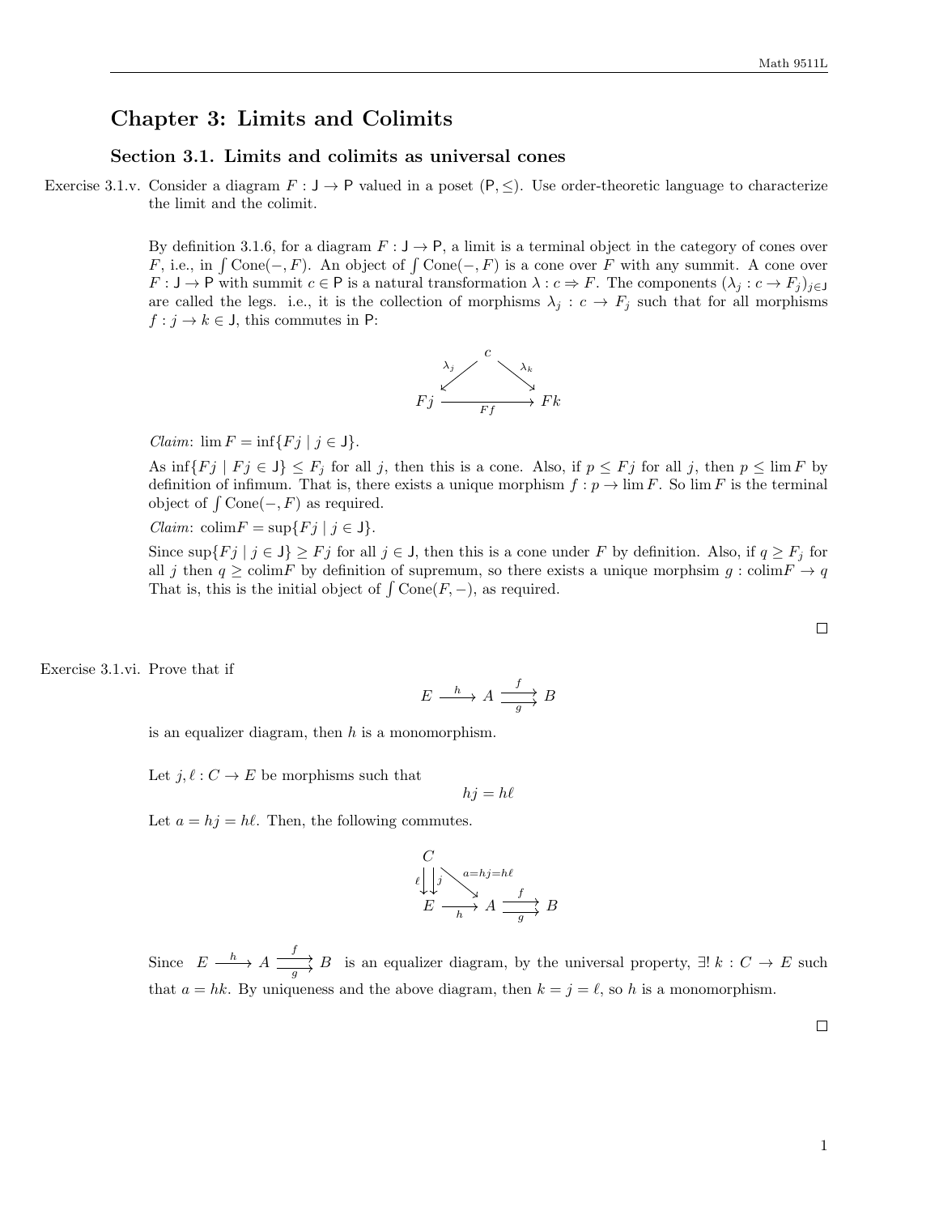# Chapter 3: Limits and Colimits

## Section 3.1. Limits and colimits as universal cones

Exercise 3.1.v. Consider a diagram $F : \mathsf{J} \to \mathsf{P}$ valued in a poset $(\mathsf{P}, \leq)$. Use order-theoretic language to characterize the limit and the colimit.

By definition 3.1.6, for a diagram $F : \mathsf{J} \to \mathsf{P}$, a limit is a terminal object in the category of cones over $F$, i.e., in $\int \mathrm{Cone}(-, F)$. An object of $\int \mathrm{Cone}(-, F)$ is a cone over $F$ with any summit. A cone over $F : \mathsf{J} \to \mathsf{P}$ with summit $c \in \mathsf{P}$ is a natural transformation $\lambda : c \Rightarrow F$. The components $(\lambda_j : c \to F_j)_{j \in \mathsf{J}}$ are called the legs. i.e., it is the collection of morphisms $\lambda_j : c \to F_j$ such that for all morphisms $f : j \to k \in \mathsf{J}$, this commutes in $\mathsf{P}$:

$$\begin{array}{ccc} & c & \\ {}^{\lambda_j}\swarrow & & \searrow^{\lambda_k} \\ Fj & \xrightarrow[Ff]{} & Fk \end{array}$$

*Claim*: $\lim F = \inf\{Fj \mid j \in \mathsf{J}\}$.

As $\inf\{Fj \mid Fj \in \mathsf{J}\} \leq F_j$ for all $j$, then this is a cone. Also, if $p \leq Fj$ for all $j$, then $p \leq \lim F$ by definition of infimum. That is, there exists a unique morphism $f : p \to \lim F$. So $\lim F$ is the terminal object of $\int \mathrm{Cone}(-, F)$ as required.

*Claim*: $\mathrm{colim} F = \sup\{Fj \mid j \in \mathsf{J}\}$.

Since $\sup\{Fj \mid j \in \mathsf{J}\} \geq Fj$ for all $j \in \mathsf{J}$, then this is a cone under $F$ by definition. Also, if $q \geq F_j$ for all $j$ then $q \geq \mathrm{colim} F$ by definition of supremum, so there exists a unique morphsim $g : \mathrm{colim} F \to q$ That is, this is the initial object of $\int \mathrm{Cone}(F, -)$, as required.

□

Exercise 3.1.vi. Prove that if

$$E \xrightarrow{h} A \underset{g}{\overset{f}{\rightrightarrows}} B$$

is an equalizer diagram, then $h$ is a monomorphism.

Let $j, \ell : C \to E$ be morphisms such that

$$hj = h\ell$$

Let $a = hj = h\ell$. Then, the following commutes.

$$\begin{array}{ccccc} C & & & & \\ {\scriptstyle \ell}\downdownarrows{\scriptstyle j} & \searrow^{a = hj = h\ell} & & & \\ E & \xrightarrow[h]{} & A & \underset{g}{\overset{f}{\rightrightarrows}} & B \end{array}$$

Since $E \xrightarrow{h} A \underset{g}{\overset{f}{\rightrightarrows}} B$ is an equalizer diagram, by the universal property, $\exists!\ k : C \to E$ such that $a = hk$. By uniqueness and the above diagram, then $k = j = \ell$, so $h$ is a monomorphism.

□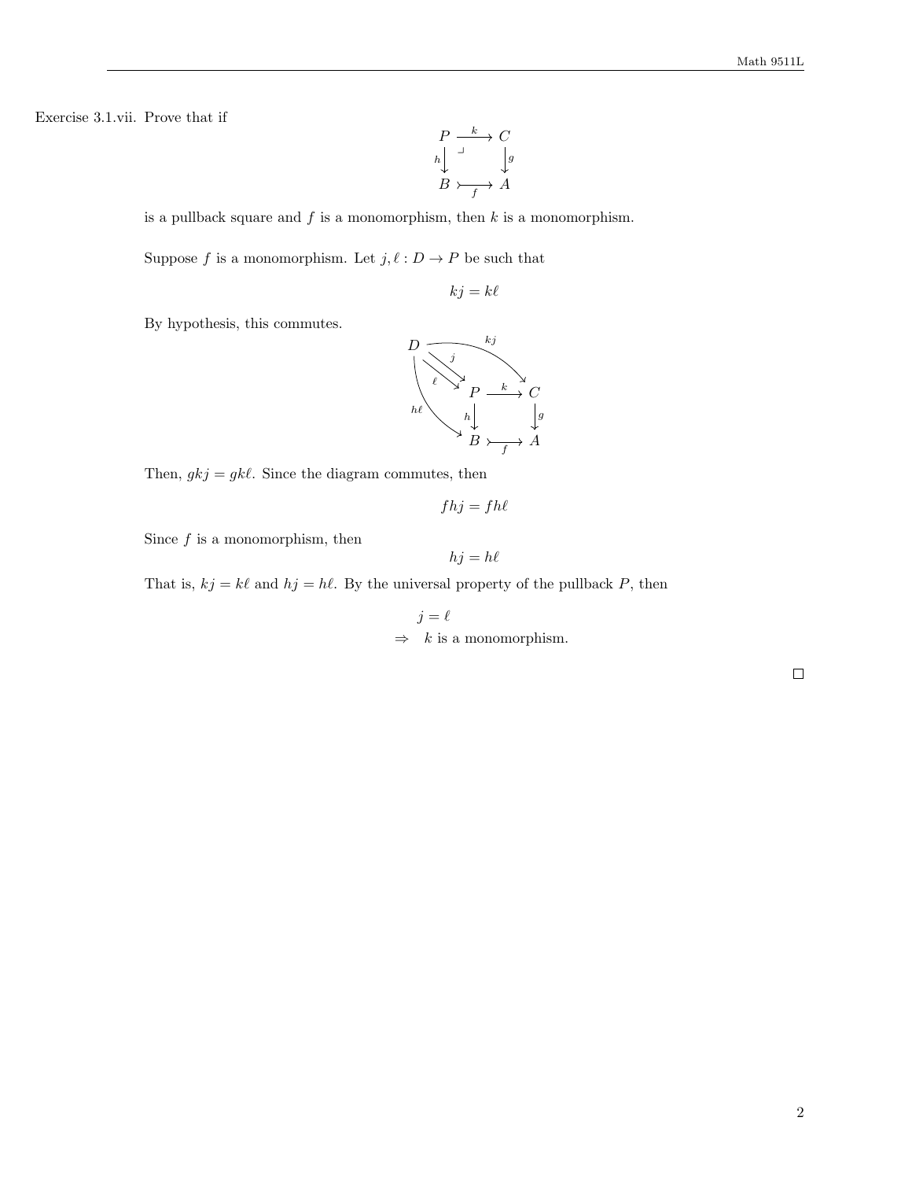Exercise 3.1.vii. Prove that if

$$
\begin{array}{ccc}
P & \xrightarrow{k} & C \\
{\scriptstyle h}\downarrow & \lrcorner & \downarrow{\scriptstyle g} \\
B & \underset{f}{\rightarrowtail} & A
\end{array}
$$

is a pullback square and $f$ is a monomorphism, then $k$ is a monomorphism.

Suppose $f$ is a monomorphism. Let $j, \ell : D \to P$ be such that

$$kj = k\ell$$

By hypothesis, this commutes.

$$
\begin{array}{ccccc}
D & & \xrightarrow{kj} & & \\
 & \overset{j}{\searrow}\underset{\ell}{\searrow} & & & \\
 & & P & \xrightarrow{k} & C \\
 & {\scriptstyle h\ell}\searrow & {\scriptstyle h}\downarrow & & \downarrow{\scriptstyle g} \\
 & & B & \underset{f}{\rightarrowtail} & A
\end{array}
$$

Then, $gkj = gk\ell$. Since the diagram commutes, then

$$fhj = fh\ell$$

Since $f$ is a monomorphism, then

$$hj = h\ell$$

That is, $kj = k\ell$ and $hj = h\ell$. By the universal property of the pullback $P$, then

$$j = \ell$$
$$\Rightarrow \quad k \text{ is a monomorphism.}$$

□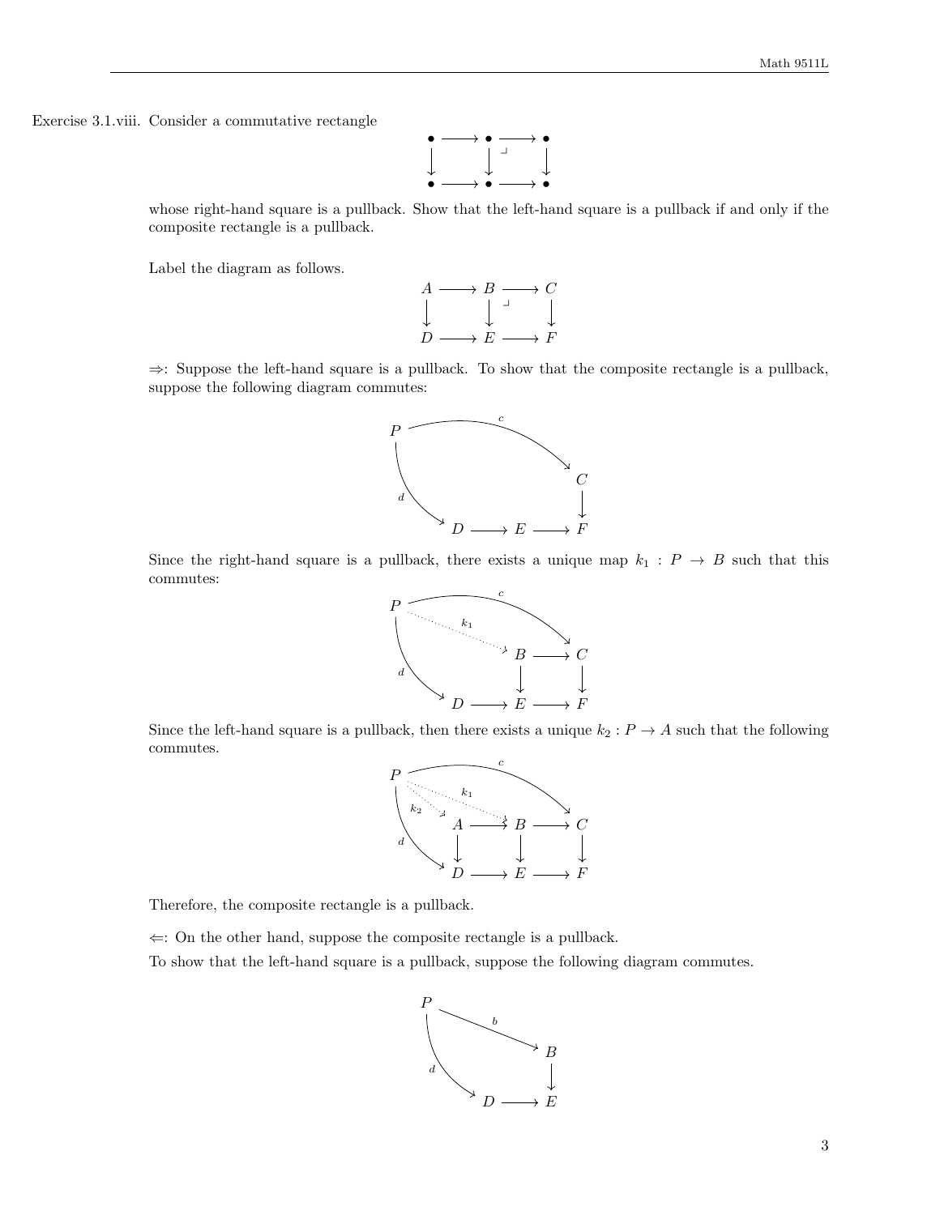Exercise 3.1.viii. Consider a commutative rectangle

$$
\begin{array}{ccccc}
\bullet & \longrightarrow & \bullet & \longrightarrow & \bullet \\
\downarrow & & \downarrow & \lrcorner & \downarrow \\
\bullet & \longrightarrow & \bullet & \longrightarrow & \bullet
\end{array}
$$

whose right-hand square is a pullback. Show that the left-hand square is a pullback if and only if the composite rectangle is a pullback.

Label the diagram as follows.

$$
\begin{array}{ccccc}
A & \longrightarrow & B & \longrightarrow & C \\
\downarrow & & \downarrow & \lrcorner & \downarrow \\
D & \longrightarrow & E & \longrightarrow & F
\end{array}
$$

$\Rightarrow$: Suppose the left-hand square is a pullback. To show that the composite rectangle is a pullback, suppose the following diagram commutes:

$$
\begin{array}{ccccc}
P & & \xrightarrow{\quad c \quad} & & C \\
 & \searrow^{d} & & & \downarrow \\
 & & D \longrightarrow E & \longrightarrow & F
\end{array}
$$

Since the right-hand square is a pullback, there exists a unique map $k_1 : P \to B$ such that this commutes:

$$
\begin{array}{ccccc}
P & & \xrightarrow{\quad c \quad} & & C \\
 & \overset{k_1}{\dashrightarrow} & B & \longrightarrow & C \\
 & \searrow^{d} & \downarrow & & \downarrow \\
 & D & \longrightarrow E & \longrightarrow & F
\end{array}
$$

Since the left-hand square is a pullback, then there exists a unique $k_2 : P \to A$ such that the following commutes.

$$
\begin{array}{ccccccc}
P & & & \xrightarrow{\quad c \quad} & & & C \\
 & \overset{k_2}{\dashrightarrow} & A & \longrightarrow & B & \longrightarrow & C \\
 & \searrow^{d} & \downarrow & & \downarrow & & \downarrow \\
 & & D & \longrightarrow & E & \longrightarrow & F
\end{array}
$$

Therefore, the composite rectangle is a pullback.

$\Leftarrow$: On the other hand, suppose the composite rectangle is a pullback.

To show that the left-hand square is a pullback, suppose the following diagram commutes.

$$
\begin{array}{ccc}
P & \xrightarrow{\quad b \quad} & B \\
 & \searrow^{d} & \downarrow \\
 & D & \longrightarrow E
\end{array}
$$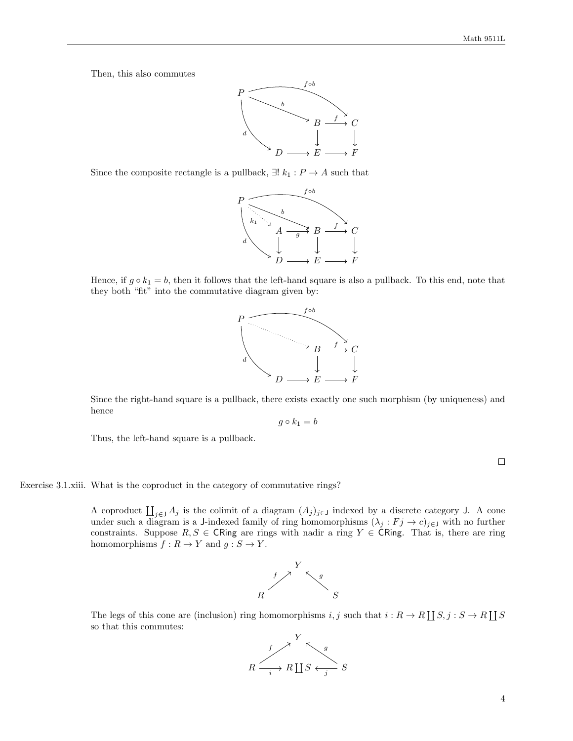Then, this also commutes

$$
\begin{array}{ccccc}
P & & & & \\
& \searrow^{b} & & \overset{f\circ b}{\curvearrowright} & \\
& & B & \xrightarrow{f} & C \\
\downarrow^{d} & & \downarrow & & \downarrow \\
D & \longrightarrow & E & \longrightarrow & F
\end{array}
$$

Since the composite rectangle is a pullback, $\exists!\ k_1 : P \to A$ such that

$$
\begin{array}{ccccccc}
P & & & & & & \\
& \overset{k_1}{\searrow} & & \searrow^{b} & & \overset{f\circ b}{\curvearrowright} & \\
& & A & \xrightarrow[g]{} & B & \xrightarrow{f} & C \\
\downarrow^{d} & & \downarrow & & \downarrow & & \downarrow \\
& & D & \longrightarrow & E & \longrightarrow & F
\end{array}
$$

Hence, if $g \circ k_1 = b$, then it follows that the left-hand square is also a pullback. To this end, note that they both "fit" into the commutative diagram given by:

$$
\begin{array}{ccccc}
P & & & \overset{f\circ b}{\curvearrowright} & \\
& \searrow & & & \\
& & B & \xrightarrow{f} & C \\
\downarrow^{d} & & \downarrow & & \downarrow \\
D & \longrightarrow & E & \longrightarrow & F
\end{array}
$$

Since the right-hand square is a pullback, there exists exactly one such morphism (by uniqueness) and hence

$$g \circ k_1 = b$$

Thus, the left-hand square is a pullback.

□

Exercise 3.1.xiii. What is the coproduct in the category of commutative rings?

A coproduct $\coprod_{j \in \mathsf{J}} A_j$ is the colimit of a diagram $(A_j)_{j \in \mathsf{J}}$ indexed by a discrete category $\mathsf{J}$. A cone under such a diagram is a $\mathsf{J}$-indexed family of ring homomorphisms $(\lambda_j : Fj \to c)_{j \in \mathsf{J}}$ with no further constraints. Suppose $R, S \in \mathsf{CRing}$ are rings with nadir a ring $Y \in \mathsf{CRing}$. That is, there are ring homomorphisms $f : R \to Y$ and $g : S \to Y$.

$$
\begin{array}{ccc}
& Y & \\
{}^{f}\nearrow & & \nwarrow^{g} \\
R & & S
\end{array}
$$

The legs of this cone are (inclusion) ring homomorphisms $i, j$ such that $i : R \to R \coprod S, j : S \to R \coprod S$ so that this commutes:

$$
\begin{array}{ccccc}
& & Y & & \\
& {}^{f}\nearrow & & \nwarrow^{g} & \\
R & \xrightarrow[i]{} & R \coprod S & \xleftarrow[j]{} & S
\end{array}
$$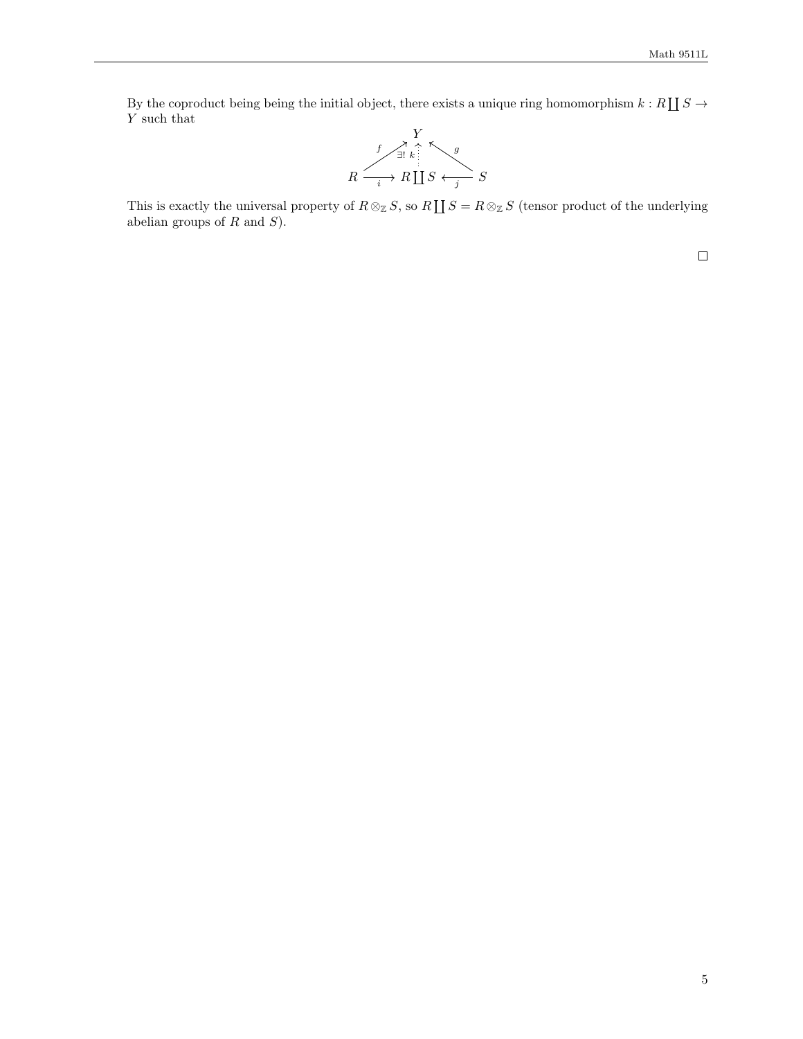By the coproduct being being the initial object, there exists a unique ring homomorphism $k : R\coprod S \to Y$ such that

$$
\begin{array}{ccccc}
 & & Y & & \\
 & \overset{f}{\nearrow} & \uparrow {\scriptstyle \exists!\, k} & \overset{g}{\nwarrow} & \\
R & \xrightarrow[i]{} & R\coprod S & \xleftarrow[j]{} & S
\end{array}
$$

This is exactly the universal property of $R \otimes_{\mathbb{Z}} S$, so $R\coprod S = R \otimes_{\mathbb{Z}} S$ (tensor product of the underlying abelian groups of $R$ and $S$).

□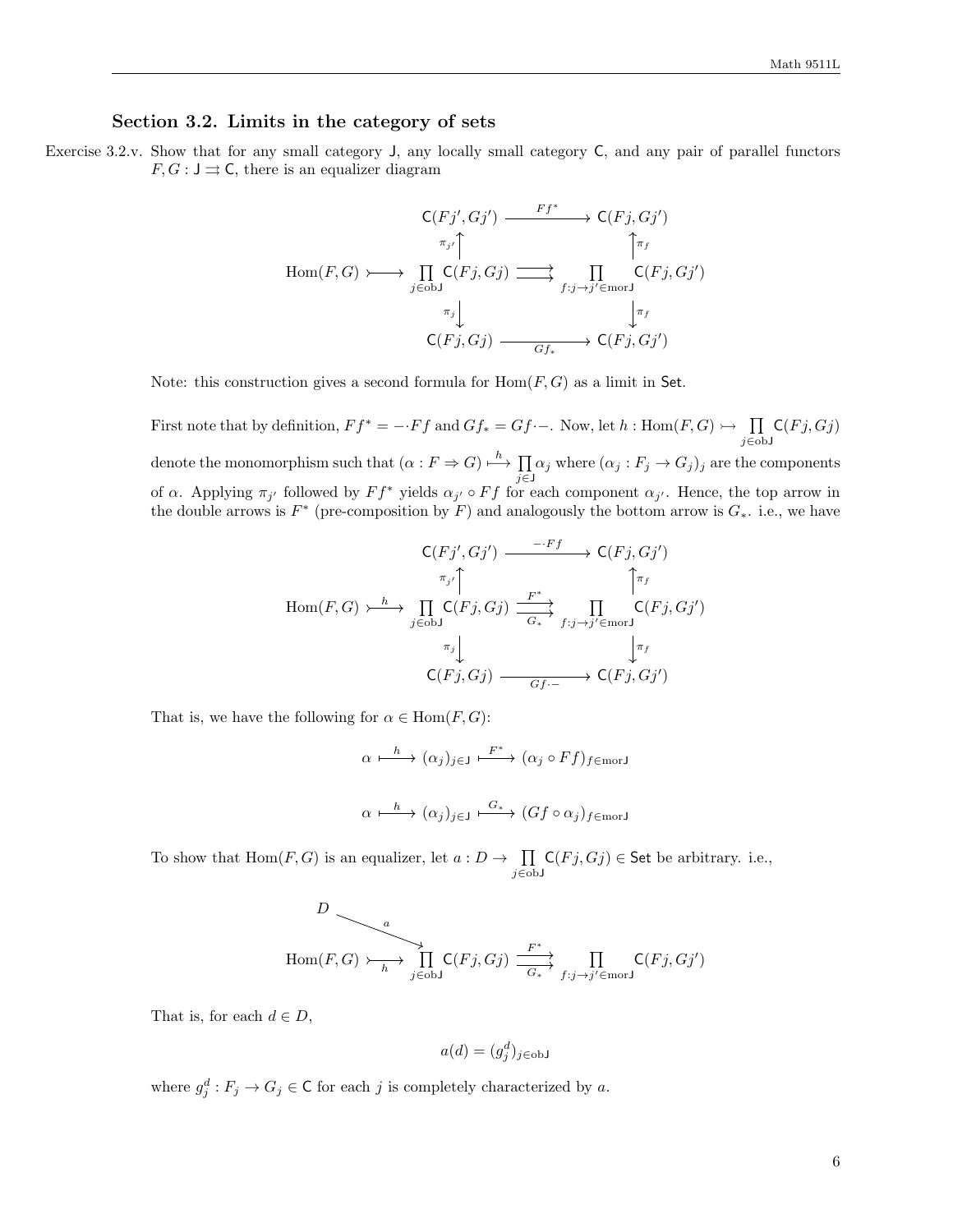## Section 3.2. Limits in the category of sets

Exercise 3.2.v. Show that for any small category $\mathsf{J}$, any locally small category $\mathsf{C}$, and any pair of parallel functors $F, G : \mathsf{J} \rightrightarrows \mathsf{C}$, there is an equalizer diagram

$$
\begin{array}{ccccc}
 & & \mathsf{C}(Fj', Gj') & \xrightarrow{\;Ff^*\;} & \mathsf{C}(Fj, Gj') \\
 & & \uparrow{\scriptstyle \pi_{j'}} & & \uparrow{\scriptstyle \pi_f} \\
\mathrm{Hom}(F,G) & \rightarrowtail & \prod_{j \in \mathrm{ob}\mathsf{J}} \mathsf{C}(Fj, Gj) & \rightrightarrows & \prod_{f : j \to j' \in \mathrm{mor}\mathsf{J}} \mathsf{C}(Fj, Gj') \\
 & & \downarrow{\scriptstyle \pi_j} & & \downarrow{\scriptstyle \pi_f} \\
 & & \mathsf{C}(Fj, Gj) & \xrightarrow[\;Gf_*\;]{} & \mathsf{C}(Fj, Gj')
\end{array}
$$

Note: this construction gives a second formula for $\mathrm{Hom}(F, G)$ as a limit in $\mathsf{Set}$.

First note that by definition, $Ff^* = - \cdot Ff$ and $Gf_* = Gf \cdot -$. Now, let $h : \mathrm{Hom}(F, G) \rightarrowtail \prod_{j \in \mathrm{ob}\mathsf{J}} \mathsf{C}(Fj, Gj)$ denote the monomorphism such that $(\alpha : F \Rightarrow G) \overset{h}{\longmapsto} \prod_{j \in \mathsf{J}} \alpha_j$ where $(\alpha_j : F_j \to G_j)_j$ are the components of $\alpha$. Applying $\pi_{j'}$ followed by $Ff^*$ yields $\alpha_{j'} \circ Ff$ for each component $\alpha_{j'}$. Hence, the top arrow in the double arrows is $F^*$ (pre-composition by $F$) and analogously the bottom arrow is $G_*$. i.e., we have

$$
\begin{array}{ccccc}
 & & \mathsf{C}(Fj', Gj') & \xrightarrow{\;-\cdot Ff\;} & \mathsf{C}(Fj, Gj') \\
 & & \uparrow{\scriptstyle \pi_{j'}} & & \uparrow{\scriptstyle \pi_f} \\
\mathrm{Hom}(F,G) & \overset{h}{\rightarrowtail} & \prod_{j \in \mathrm{ob}\mathsf{J}} \mathsf{C}(Fj, Gj) & \underset{G_*}{\overset{F^*}{\rightrightarrows}} & \prod_{f : j \to j' \in \mathrm{mor}\mathsf{J}} \mathsf{C}(Fj, Gj') \\
 & & \downarrow{\scriptstyle \pi_j} & & \downarrow{\scriptstyle \pi_f} \\
 & & \mathsf{C}(Fj, Gj) & \xrightarrow[\;Gf\cdot -\;]{} & \mathsf{C}(Fj, Gj')
\end{array}
$$

That is, we have the following for $\alpha \in \mathrm{Hom}(F, G)$:

$$\alpha \overset{h}{\longmapsto} (\alpha_j)_{j \in \mathsf{J}} \overset{F^*}{\longmapsto} (\alpha_j \circ Ff)_{f \in \mathrm{mor}\mathsf{J}}$$

$$\alpha \overset{h}{\longmapsto} (\alpha_j)_{j \in \mathsf{J}} \overset{G_*}{\longmapsto} (Gf \circ \alpha_j)_{f \in \mathrm{mor}\mathsf{J}}$$

To show that $\mathrm{Hom}(F, G)$ is an equalizer, let $a : D \to \prod_{j \in \mathrm{ob}\mathsf{J}} \mathsf{C}(Fj, Gj) \in \mathsf{Set}$ be arbitrary. i.e.,

$$
\begin{array}{ccccc}
D & & & & \\
 & \searrow^{a} & & & \\
\mathrm{Hom}(F,G) & \underset{h}{\rightarrowtail} & \prod_{j \in \mathrm{ob}\mathsf{J}} \mathsf{C}(Fj, Gj) & \underset{G_*}{\overset{F^*}{\rightrightarrows}} & \prod_{f : j \to j' \in \mathrm{mor}\mathsf{J}} \mathsf{C}(Fj, Gj')
\end{array}
$$

That is, for each $d \in D$,

$$a(d) = (g_j^d)_{j \in \mathrm{ob}\mathsf{J}}$$

where $g_j^d : F_j \to G_j \in \mathsf{C}$ for each $j$ is completely characterized by $a$.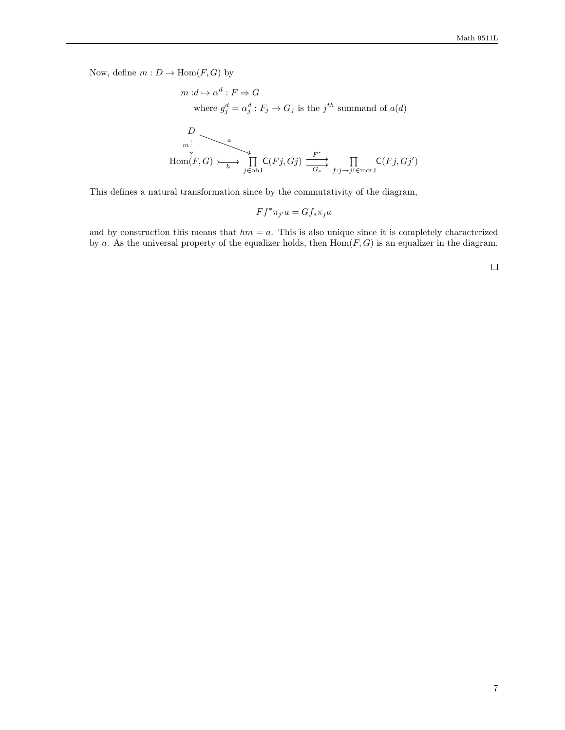Now, define $m : D \to \mathrm{Hom}(F, G)$ by

$$
\begin{aligned}
m : & d \mapsto \alpha^d : F \Rightarrow G \\
& \text{where } g_j^d = \alpha_j^d : F_j \to G_j \text{ is the } j^{th} \text{ summand of } a(d)
\end{aligned}
$$

$$
\begin{array}{ccccc}
D & & & & \\
{\scriptstyle m}\downarrow & \searrow^{a} & & & \\
\mathrm{Hom}(F,G) & \overset{h}{\rightarrowtail} & \prod_{j \in \mathrm{ob}\mathsf{J}} \mathsf{C}(Fj, Gj) & \underset{G_*}{\overset{F^*}{\rightrightarrows}} & \prod_{f : j \to j' \in \mathrm{mor}\mathsf{J}} \mathsf{C}(Fj, Gj')
\end{array}
$$

This defines a natural transformation since by the commutativity of the diagram,

$$
F f^* \pi_{j'} a = G f_* \pi_j a
$$

and by construction this means that $hm = a$. This is also unique since it is completely characterized by $a$. As the universal property of the equalizer holds, then $\mathrm{Hom}(F, G)$ is an equalizer in the diagram.

□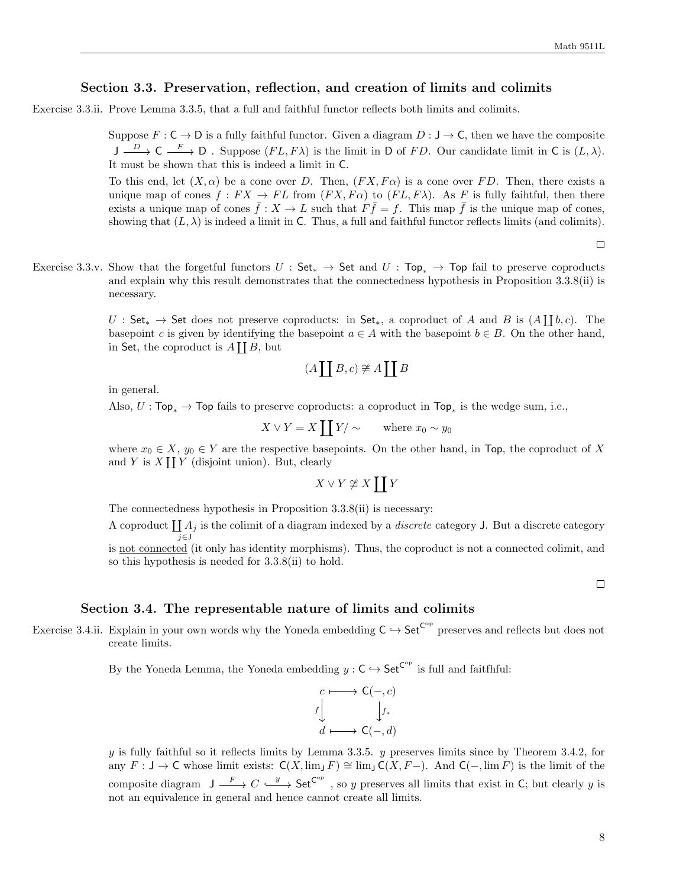### Section 3.3. Preservation, reflection, and creation of limits and colimits

Exercise 3.3.ii. Prove Lemma 3.3.5, that a full and faithful functor reflects both limits and colimits.

Suppose $F : \mathsf{C} \to \mathsf{D}$ is a fully faithful functor. Given a diagram $D : \mathsf{J} \to \mathsf{C}$, then we have the composite $\mathsf{J} \xrightarrow{D} \mathsf{C} \xrightarrow{F} \mathsf{D}$ . Suppose $(FL, F\lambda)$ is the limit in $\mathsf{D}$ of $FD$. Our candidate limit in $\mathsf{C}$ is $(L, \lambda)$. It must be shown that this is indeed a limit in $\mathsf{C}$.

To this end, let $(X, \alpha)$ be a cone over $D$. Then, $(FX, F\alpha)$ is a cone over $FD$. Then, there exists a unique map of cones $f : FX \to FL$ from $(FX, F\alpha)$ to $(FL, F\lambda)$. As $F$ is fully faihtful, then there exists a unique map of cones $\bar{f} : X \to L$ such that $F\bar{f} = f$. This map $\bar{f}$ is the unique map of cones, showing that $(L, \lambda)$ is indeed a limit in $\mathsf{C}$. Thus, a full and faithful functor reflects limits (and colimits).

□

Exercise 3.3.v. Show that the forgetful functors $U : \mathsf{Set}_* \to \mathsf{Set}$ and $U : \mathsf{Top}_* \to \mathsf{Top}$ fail to preserve coproducts and explain why this result demonstrates that the connectedness hypothesis in Proposition 3.3.8(ii) is necessary.

$U : \mathsf{Set}_* \to \mathsf{Set}$ does not preserve coproducts: in $\mathsf{Set}_*$, a coproduct of $A$ and $B$ is $(A \coprod b, c)$. The basepoint $c$ is given by identifying the basepoint $a \in A$ with the basepoint $b \in B$. On the other hand, in $\mathsf{Set}$, the coproduct is $A \coprod B$, but

$$(A \coprod B, c) \ncong A \coprod B$$

in general.

Also, $U : \mathsf{Top}_* \to \mathsf{Top}$ fails to preserve coproducts: a coproduct in $\mathsf{Top}_*$ is the wedge sum, i.e.,

$$X \vee Y = X \coprod Y / \sim \qquad \text{where } x_0 \sim y_0$$

where $x_0 \in X$, $y_0 \in Y$ are the respective basepoints. On the other hand, in $\mathsf{Top}$, the coproduct of $X$ and $Y$ is $X \coprod Y$ (disjoint union). But, clearly

$$X \vee Y \ncong X \coprod Y$$

The connectedness hypothesis in Proposition 3.3.8(ii) is necessary:

A coproduct $\coprod_{j \in \mathsf{J}} A_j$ is the colimit of a diagram indexed by a *discrete* category $\mathsf{J}$. But a discrete category is <u>not connected</u> (it only has identity morphisms). Thus, the coproduct is not a connected colimit, and so this hypothesis is needed for 3.3.8(ii) to hold.

□

### Section 3.4. The representable nature of limits and colimits

Exercise 3.4.ii. Explain in your own words why the Yoneda embedding $\mathsf{C} \hookrightarrow \mathsf{Set}^{\mathsf{C}^{\mathrm{op}}}$ preserves and reflects but does not create limits.

By the Yoneda Lemma, the Yoneda embedding $y : \mathsf{C} \hookrightarrow \mathsf{Set}^{\mathsf{C}^{\mathrm{op}}}$ is full and faitfhful:

$$\begin{array}{ccc} c & \longmapsto & \mathsf{C}(-, c) \\ {\scriptstyle f}\downarrow & & \downarrow{\scriptstyle f_*} \\ d & \longmapsto & \mathsf{C}(-, d) \end{array}$$

$y$ is fully faithful so it reflects limits by Lemma 3.3.5. $y$ preserves limits since by Theorem 3.4.2, for any $F : \mathsf{J} \to \mathsf{C}$ whose limit exists: $\mathsf{C}(X, \lim_{\mathsf{J}} F) \cong \lim_{\mathsf{J}} \mathsf{C}(X, F-)$. And $\mathsf{C}(-, \lim F)$ is the limit of the composite diagram $\mathsf{J} \xrightarrow{F} C \xhookrightarrow{y} \mathsf{Set}^{\mathsf{C}^{\mathrm{op}}}$ , so $y$ preserves all limits that exist in $\mathsf{C}$; but clearly $y$ is not an equivalence in general and hence cannot create all limits.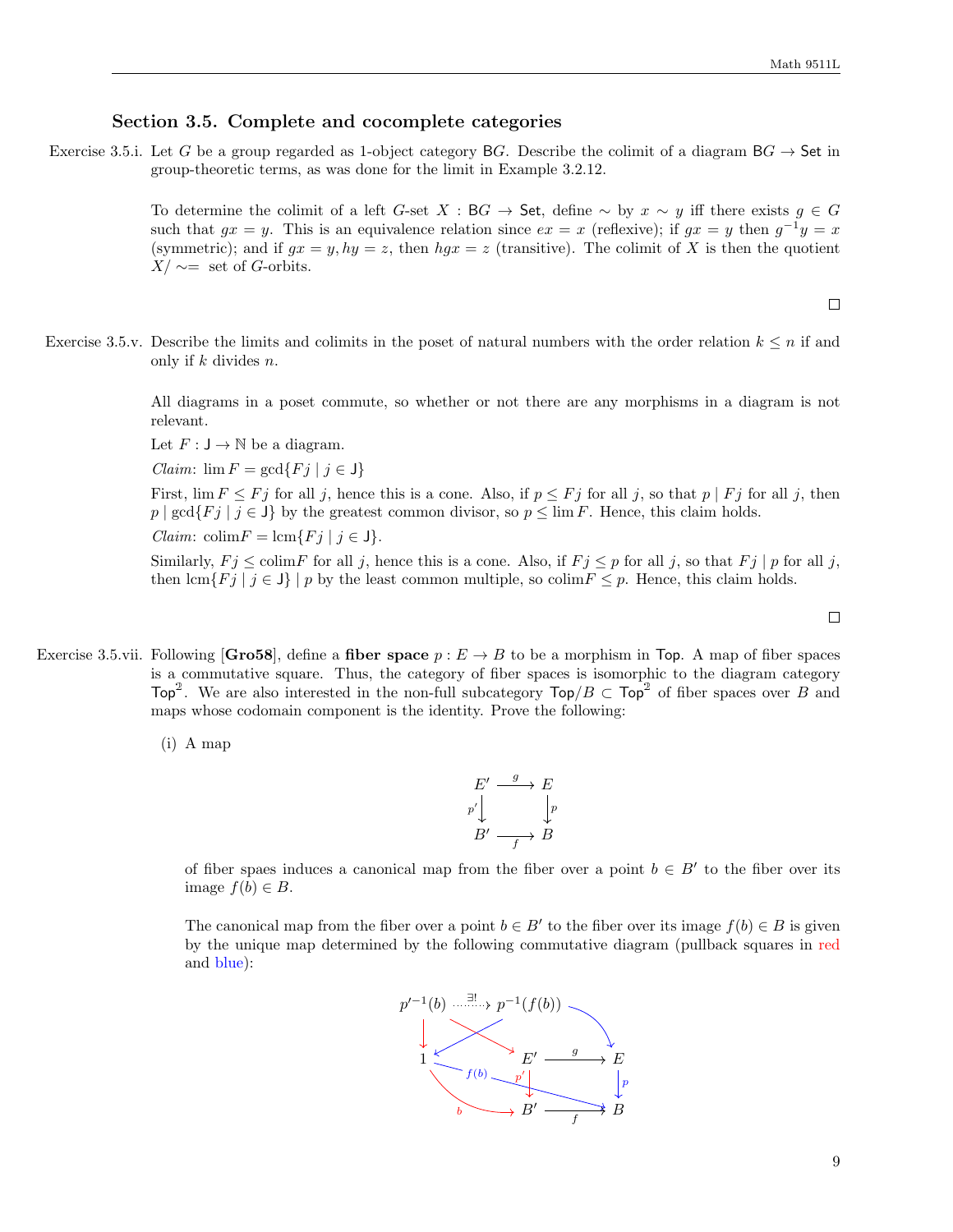## Section 3.5. Complete and cocomplete categories

**Exercise 3.5.i.** Let $G$ be a group regarded as 1-object category $\mathsf{B}G$. Describe the colimit of a diagram $\mathsf{B}G \to \mathsf{Set}$ in group-theoretic terms, as was done for the limit in Example 3.2.12.

To determine the colimit of a left $G$-set $X : \mathsf{B}G \to \mathsf{Set}$, define $\sim$ by $x \sim y$ iff there exists $g \in G$ such that $gx = y$. This is an equivalence relation since $ex = x$ (reflexive); if $gx = y$ then $g^{-1}y = x$ (symmetric); and if $gx = y, hy = z$, then $hgx = z$ (transitive). The colimit of $X$ is then the quotient $X/\sim =$ set of $G$-orbits.

□

**Exercise 3.5.v.** Describe the limits and colimits in the poset of natural numbers with the order relation $k \leq n$ if and only if $k$ divides $n$.

All diagrams in a poset commute, so whether or not there are any morphisms in a diagram is not relevant.

Let $F : \mathsf{J} \to \mathbb{N}$ be a diagram.

*Claim*: $\lim F = \gcd\{Fj \mid j \in \mathsf{J}\}$

First, $\lim F \leq Fj$ for all $j$, hence this is a cone. Also, if $p \leq Fj$ for all $j$, so that $p \mid Fj$ for all $j$, then $p \mid \gcd\{Fj \mid j \in \mathsf{J}\}$ by the greatest common divisor, so $p \leq \lim F$. Hence, this claim holds.

*Claim*: $\mathrm{colim} F = \mathrm{lcm}\{Fj \mid j \in \mathsf{J}\}$.

Similarly, $Fj \leq \mathrm{colim} F$ for all $j$, hence this is a cone. Also, if $Fj \leq p$ for all $j$, so that $Fj \mid p$ for all $j$, then $\mathrm{lcm}\{Fj \mid j \in \mathsf{J}\} \mid p$ by the least common multiple, so $\mathrm{colim} F \leq p$. Hence, this claim holds.

□

**Exercise 3.5.vii.** Following [**Gro58**], define a **fiber space** $p : E \to B$ to be a morphism in $\mathsf{Top}$. A map of fiber spaces is a commutative square. Thus, the category of fiber spaces is isomorphic to the diagram category $\mathsf{Top}^{\mathbb{2}}$. We are also interested in the non-full subcategory $\mathsf{Top}/B \subset \mathsf{Top}^{\mathbb{2}}$ of fiber spaces over $B$ and maps whose codomain component is the identity. Prove the following:

(i) A map

$$\begin{array}{ccc} E' & \xrightarrow{g} & E \\ {\scriptstyle p'}\downarrow & & \downarrow{\scriptstyle p} \\ B' & \xrightarrow[f]{} & B \end{array}$$

of fiber spaes induces a canonical map from the fiber over a point $b \in B'$ to the fiber over its image $f(b) \in B$.

The canonical map from the fiber over a point $b \in B'$ to the fiber over its image $f(b) \in B$ is given by the unique map determined by the following commutative diagram (pullback squares in red and blue):

$$\begin{array}{ccccc} p'^{-1}(b) & \overset{\exists!}{\dashrightarrow} & p^{-1}(f(b)) & & \\ \downarrow & & E' & \xrightarrow{g} & E \\ 1 & & {\scriptstyle p'}\downarrow & & \downarrow{\scriptstyle p} \\ & \xrightarrow{b} & B' & \xrightarrow[f]{} & B \end{array}$$

(with $p'^{-1}(b) \to E'$, $p^{-1}(f(b)) \to 1$, $p^{-1}(f(b)) \to E$, and $f(b) : 1 \to B$)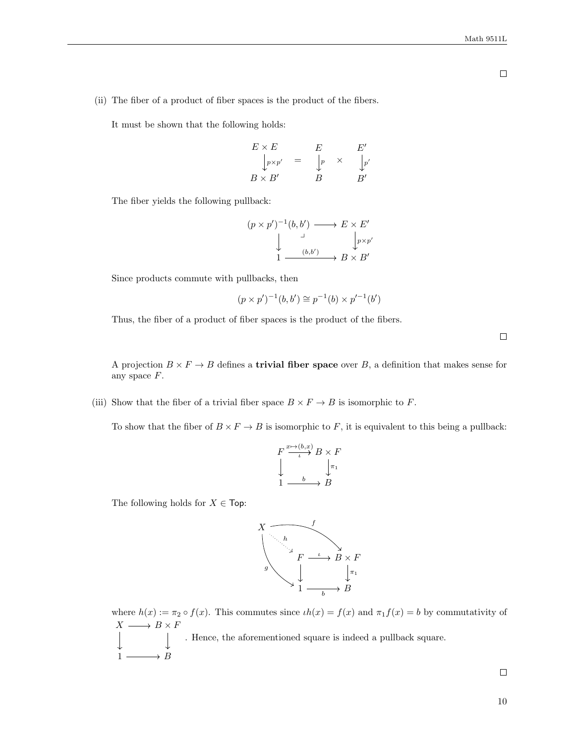$\square$

(ii) The fiber of a product of fiber spaces is the product of the fibers.

It must be shown that the following holds:

$$\begin{array}{c} E \times E \\ \downarrow{\scriptstyle p\times p'} \\ B \times B' \end{array} \quad = \quad \begin{array}{c} E \\ \downarrow{\scriptstyle p} \\ B \end{array} \quad \times \quad \begin{array}{c} E' \\ \downarrow{\scriptstyle p'} \\ B' \end{array}$$

The fiber yields the following pullback:

$$\begin{array}{ccc} (p\times p')^{-1}(b,b') & \longrightarrow & E \times E' \\ \downarrow & \lrcorner & \downarrow{\scriptstyle p\times p'} \\ 1 & \xrightarrow{(b,b')} & B \times B' \end{array}$$

Since products commute with pullbacks, then

$$(p \times p')^{-1}(b, b') \cong p^{-1}(b) \times p'^{-1}(b')$$

Thus, the fiber of a product of fiber spaces is the product of the fibers.

$\square$

A projection $B \times F \to B$ defines a **trivial fiber space** over $B$, a definition that makes sense for any space $F$.

(iii) Show that the fiber of a trivial fiber space $B \times F \to B$ is isomorphic to $F$.

To show that the fiber of $B \times F \to B$ is isomorphic to $F$, it is equivalent to this being a pullback:

$$\begin{array}{ccc} F & \xrightarrow[\iota]{x\mapsto(b,x)} & B \times F \\ \downarrow & & \downarrow{\scriptstyle \pi_1} \\ 1 & \xrightarrow{b} & B \end{array}$$

The following holds for $X \in \mathsf{Top}$:

$$\begin{array}{ccccc} X & & \xrightarrow{f} & & \\ & \overset{h}{\searrow} & & & \\ & & F & \xrightarrow{\iota} & B \times F \\ & {\scriptstyle g}\searrow & \downarrow & & \downarrow{\scriptstyle \pi_1} \\ & & 1 & \xrightarrow{b} & B \end{array}$$

where $h(x) := \pi_2 \circ f(x)$. This commutes since $\iota h(x) = f(x)$ and $\pi_1 f(x) = b$ by commutativity of $\begin{array}{ccc} X & \longrightarrow & B \times F \\ \downarrow & & \downarrow \\ 1 & \longrightarrow & B \end{array}$. Hence, the aforementioned square is indeed a pullback square.

$\square$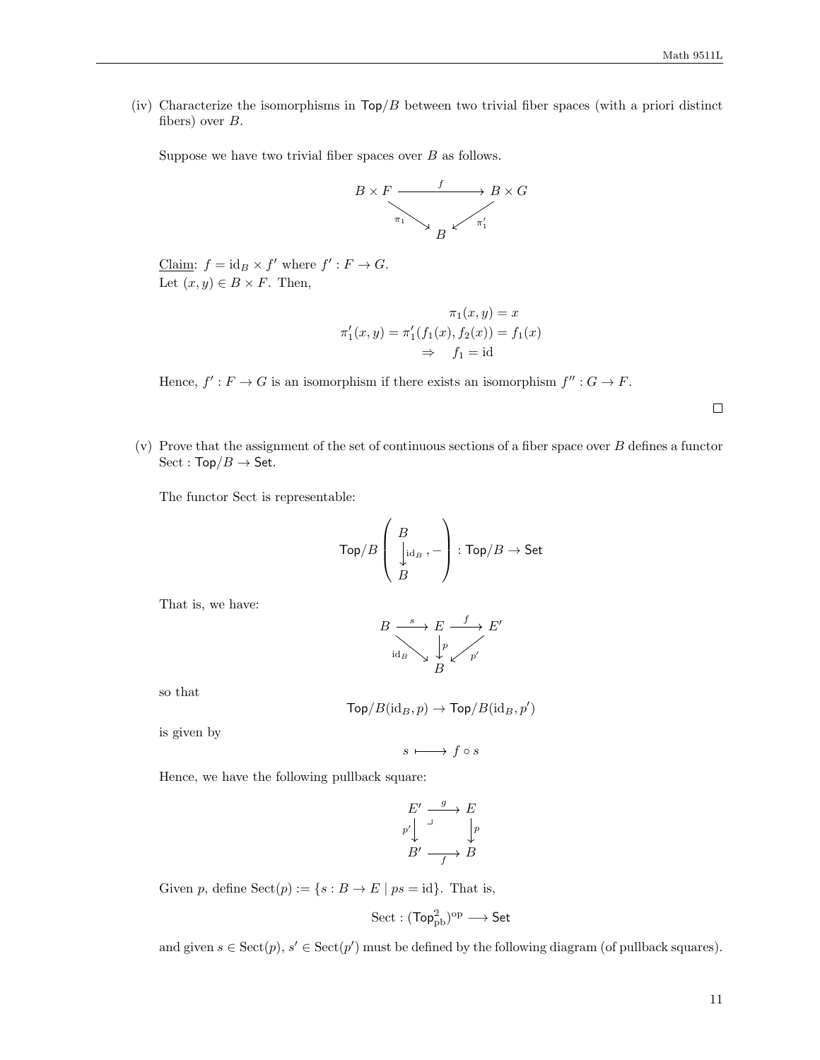(iv) Characterize the isomorphisms in $\mathsf{Top}/B$ between two trivial fiber spaces (with a priori distinct fibers) over $B$.

Suppose we have two trivial fiber spaces over $B$ as follows.

$$\begin{array}{ccc} B \times F & \xrightarrow{\quad f \quad} & B \times G \\ & \searrow_{\pi_1} \quad {}_{\pi_1'}\swarrow & \\ & B & \end{array}$$

<u>Claim</u>: $f = \mathrm{id}_B \times f'$ where $f' : F \to G$.
Let $(x, y) \in B \times F$. Then,

$$\pi_1(x,y) = x$$
$$\pi_1'(x,y) = \pi_1'(f_1(x), f_2(x)) = f_1(x)$$
$$\Rightarrow \quad f_1 = \mathrm{id}$$

Hence, $f' : F \to G$ is an isomorphism if there exists an isomorphism $f'' : G \to F$.

□

(v) Prove that the assignment of the set of continuous sections of a fiber space over $B$ defines a functor $\mathrm{Sect} : \mathsf{Top}/B \to \mathsf{Set}$.

The functor Sect is representable:

$$\mathsf{Top}/B \left( \begin{array}{c} B \\ \downarrow \mathrm{id}_B \\ B \end{array}, - \right) : \mathsf{Top}/B \to \mathsf{Set}$$

That is, we have:

$$\begin{array}{ccccc} B & \xrightarrow{s} & E & \xrightarrow{f} & E' \\ & {}_{\mathrm{id}_B}\searrow & \downarrow p & \swarrow_{p'} & \\ & & B & & \end{array}$$

so that

$$\mathsf{Top}/B(\mathrm{id}_B, p) \to \mathsf{Top}/B(\mathrm{id}_B, p')$$

is given by

$$s \longmapsto f \circ s$$

Hence, we have the following pullback square:

$$\begin{array}{ccc} E' & \xrightarrow{g} & E \\ {\scriptstyle p'}\downarrow & \lrcorner & \downarrow{\scriptstyle p} \\ B' & \xrightarrow[f]{} & B \end{array}$$

Given $p$, define $\mathrm{Sect}(p) := \{ s : B \to E \mid ps = \mathrm{id} \}$. That is,

$$\mathrm{Sect} : (\mathsf{Top}^{\mathbb{2}}_{\mathrm{pb}})^{\mathrm{op}} \longrightarrow \mathsf{Set}$$

and given $s \in \mathrm{Sect}(p)$, $s' \in \mathrm{Sect}(p')$ must be defined by the following diagram (of pullback squares).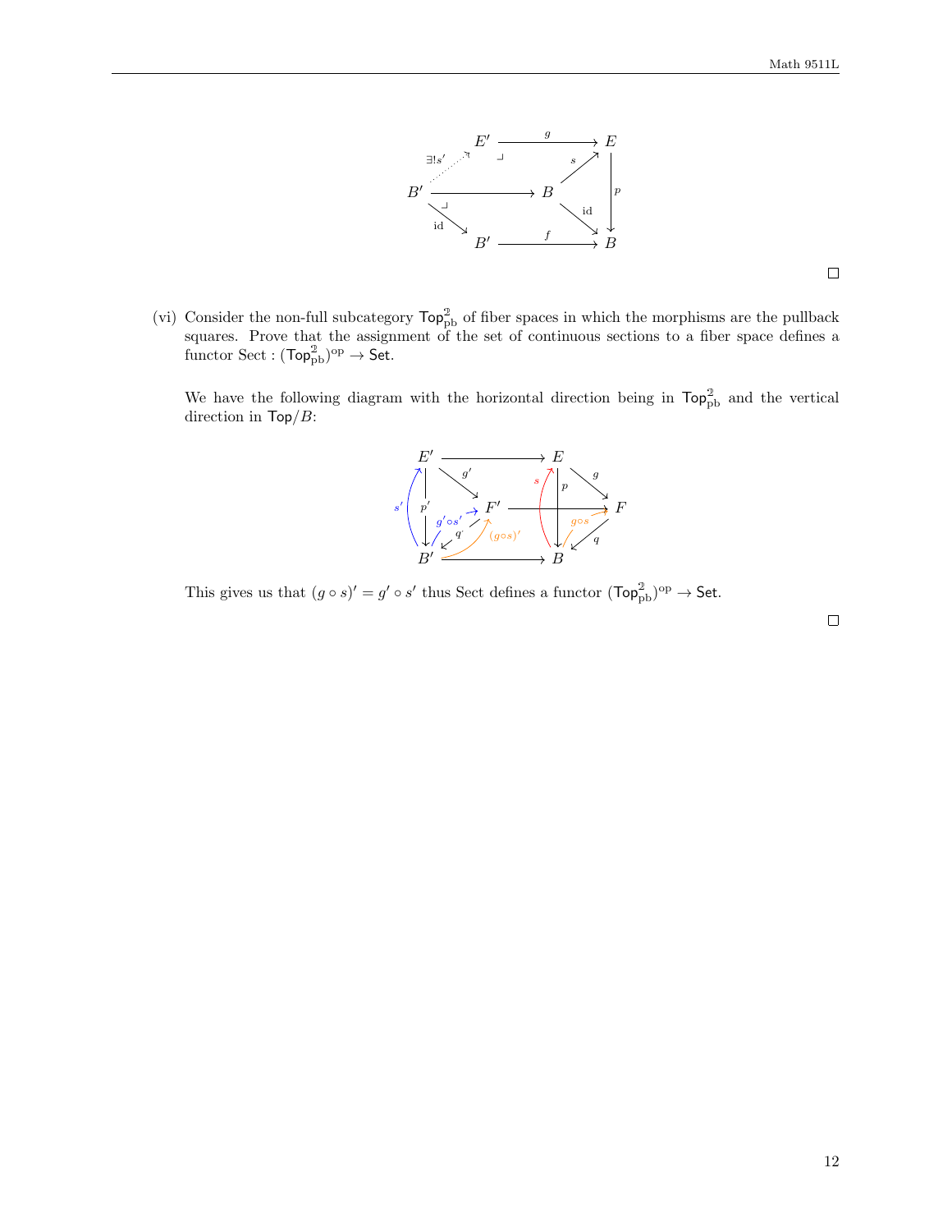$\square$

(vi) Consider the non-full subcategory $\mathsf{Top}^{2}_{\mathrm{pb}}$ of fiber spaces in which the morphisms are the pullback squares. Prove that the assignment of the set of continuous sections to a fiber space defines a functor $\mathrm{Sect} : (\mathsf{Top}^{2}_{\mathrm{pb}})^{\mathrm{op}} \to \mathsf{Set}$.

We have the following diagram with the horizontal direction being in $\mathsf{Top}^{2}_{\mathrm{pb}}$ and the vertical direction in $\mathsf{Top}/B$:

This gives us that $(g \circ s)' = g' \circ s'$ thus Sect defines a functor $(\mathsf{Top}^{2}_{\mathrm{pb}})^{\mathrm{op}} \to \mathsf{Set}$.

$\square$